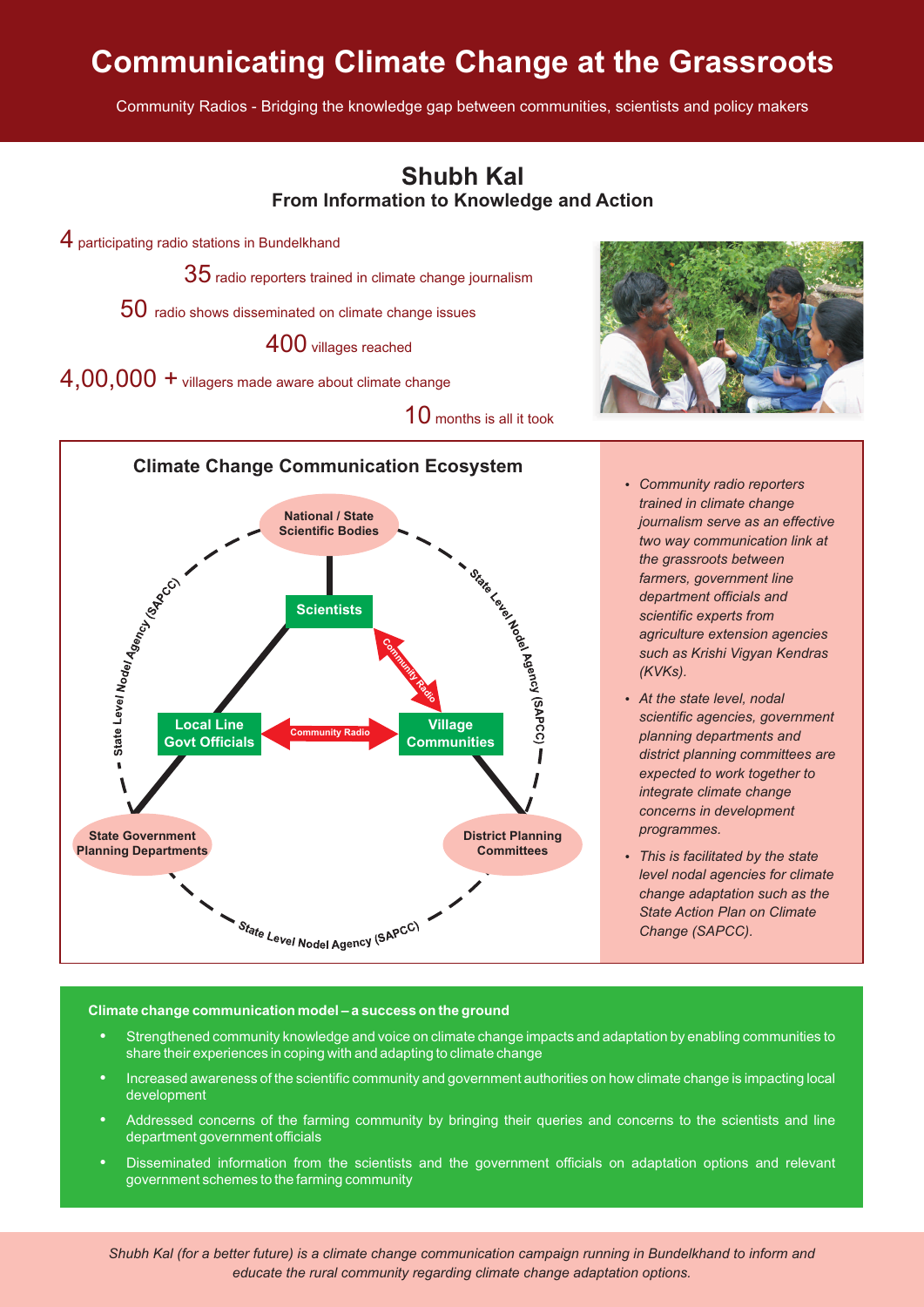# Communicating Climate Change at the Grassroots

Community Radios - Bridging the knowledge gap between communities, scientists and policy makers

## Shubh Kal

### From Information to Knowledge and Action

4 participating radio stations in Bundelkhand

35 radio reporters trained in climate change journalism

50 radio shows disseminated on climate change issues

400 villages reached

4,00,000 + villagers made aware about climate change

10 months is all it took

### Climate Change Communication Ecosystem

National / State Scientific Bodies

Scientists

Community Radio

Local Line Govt Officials

Community Radio

Village Communities

State Government Planning Departments

District Planning Committees

State Level Nodel Agency (SAPCC)

State Level Nodel Agency (SAPCC)

State Level Nodel Agency (SAPCC)

- *Community radio reporters trained in climate change journalism serve as an effective two way communication link at the grassroots between farmers, government line department officials and scientific experts from agriculture extension agencies such as Krishi Vigyan Kendras (KVKs).*
- *At the state level, nodal scientific agencies, government planning departments and district planning committees are expected to work together to integrate climate change concerns in development programmes.*
- *This is facilitated by the state level nodal agencies for climate change adaptation such as the State Action Plan on Climate Change (SAPCC).*

**Climate change communication model – a success on the ground**

- Strengthened community knowledge and voice on climate change impacts and adaptation by enabling communities to share their experiences in coping with and adapting to climate change
- Increased awareness of the scientific community and government authorities on how climate change is impacting local development
- Addressed concerns of the farming community by bringing their queries and concerns to the scientists and line department government officials
- Disseminated information from the scientists and the government officials on adaptation options and relevant government schemes to the farming community

*Shubh Kal (for a better future) is a climate change communication campaign running in Bundelkhand to inform and educate the rural community regarding climate change adaptation options.*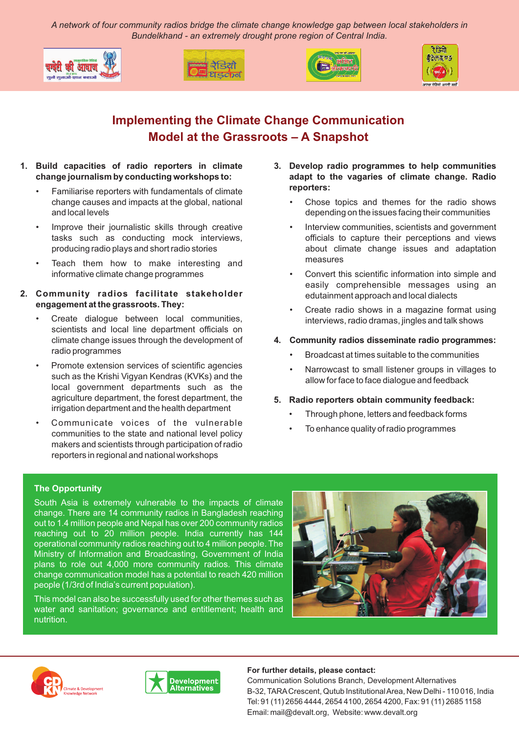*A network of four community radios bridge the climate change knowledge gap between local stakeholders in Bundelkhand - an extremely drought prone region of Central India.*

# Implementing the Climate Change Communication Model at the Grassroots – A Snapshot

1. **Build capacities of radio reporters in climate change journalism by conducting workshops to:**
   - Familiarise reporters with fundamentals of climate change causes and impacts at the global, national and local levels
   - Improve their journalistic skills through creative tasks such as conducting mock interviews, producing radio plays and short radio stories
   - Teach them how to make interesting and informative climate change programmes

2. **Community radios facilitate stakeholder engagement at the grassroots. They:**
   - Create dialogue between local communities, scientists and local line department officials on climate change issues through the development of radio programmes
   - Promote extension services of scientific agencies such as the Krishi Vigyan Kendras (KVKs) and the local government departments such as the agriculture department, the forest department, the irrigation department and the health department
   - Communicate voices of the vulnerable communities to the state and national level policy makers and scientists through participation of radio reporters in regional and national workshops

3. **Develop radio programmes to help communities adapt to the vagaries of climate change. Radio reporters:**
   - Chose topics and themes for the radio shows depending on the issues facing their communities
   - Interview communities, scientists and government officials to capture their perceptions and views about climate change issues and adaptation measures
   - Convert this scientific information into simple and easily comprehensible messages using an edutainment approach and local dialects
   - Create radio shows in a magazine format using interviews, radio dramas, jingles and talk shows

4. **Community radios disseminate radio programmes:**
   - Broadcast at times suitable to the communities
   - Narrowcast to small listener groups in villages to allow for face to face dialogue and feedback

5. **Radio reporters obtain community feedback:**
   - Through phone, letters and feedback forms
   - To enhance quality of radio programmes

## The Opportunity

South Asia is extremely vulnerable to the impacts of climate change. There are 14 community radios in Bangladesh reaching out to 1.4 million people and Nepal has over 200 community radios reaching out to 20 million people. India currently has 144 operational community radios reaching out to 4 million people. The Ministry of Information and Broadcasting, Government of India plans to role out 4,000 more community radios. This climate change communication model has a potential to reach 420 million people (1/3rd of India's current population).

This model can also be successfully used for other themes such as water and sanitation; governance and entitlement; health and nutrition.

**For further details, please contact:**
Communication Solutions Branch, Development Alternatives
B-32, TARA Crescent, Qutub Institutional Area, New Delhi - 110 016, India
Tel: 91 (11) 2656 4444, 2654 4100, 2654 4200, Fax: 91 (11) 2685 1158
Email: mail@devalt.org, Website: www.devalt.org